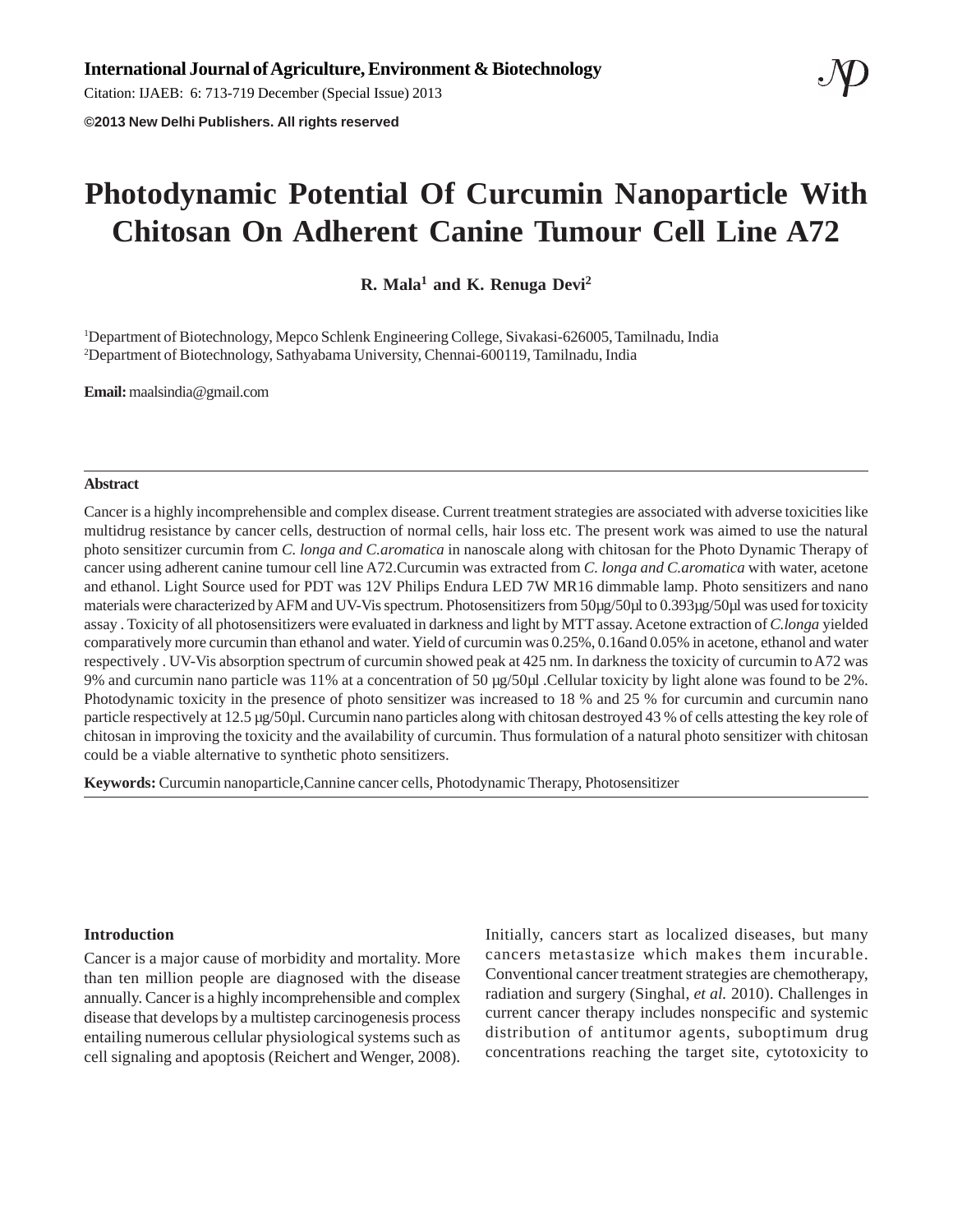International Journal of Agriculture, Environment & Biotechnology

Citation: IJAEB: 6: 713-719 December (Special Issue) 2013

©2013 New Delhi Publishers. All rights reserved

# Photodynamic Potential Of Curcumin Nanoparticle With Chitosan On Adherent Canine Tumour Cell Line A72

**R. Mala[1] and K. Renuga Devi[2]**

[1]Department of Biotechnology, Mepco Schlenk Engineering College, Sivakasi-626005, Tamilnadu, India

[2]Department of Biotechnology, Sathyabama University, Chennai-600119, Tamilnadu, India

**Email:** maalsindia@gmail.com

## Abstract

Cancer is a highly incomprehensible and complex disease. Current treatment strategies are associated with adverse toxicities like multidrug resistance by cancer cells, destruction of normal cells, hair loss etc. The present work was aimed to use the natural photo sensitizer curcumin from *C. longa and C.aromatica* in nanoscale along with chitosan for the Photo Dynamic Therapy of cancer using adherent canine tumour cell line A72.Curcumin was extracted from *C. longa and C.aromatica* with water, acetone and ethanol. Light Source used for PDT was 12V Philips Endura LED 7W MR16 dimmable lamp. Photo sensitizers and nano materials were characterized by AFM and UV-Vis spectrum. Photosensitizers from 50µg/50µl to 0.393µg/50µl was used for toxicity assay . Toxicity of all photosensitizers were evaluated in darkness and light by MTT assay. Acetone extraction of *C.longa* yielded comparatively more curcumin than ethanol and water. Yield of curcumin was 0.25%, 0.16and 0.05% in acetone, ethanol and water respectively . UV-Vis absorption spectrum of curcumin showed peak at 425 nm. In darkness the toxicity of curcumin to A72 was 9% and curcumin nano particle was 11% at a concentration of 50 µg/50µl .Cellular toxicity by light alone was found to be 2%. Photodynamic toxicity in the presence of photo sensitizer was increased to 18 % and 25 % for curcumin and curcumin nano particle respectively at 12.5 µg/50µl. Curcumin nano particles along with chitosan destroyed 43 % of cells attesting the key role of chitosan in improving the toxicity and the availability of curcumin. Thus formulation of a natural photo sensitizer with chitosan could be a viable alternative to synthetic photo sensitizers.

**Keywords:** Curcumin nanoparticle,Cannine cancer cells, Photodynamic Therapy, Photosensitizer

## Introduction

Cancer is a major cause of morbidity and mortality. More than ten million people are diagnosed with the disease annually. Cancer is a highly incomprehensible and complex disease that develops by a multistep carcinogenesis process entailing numerous cellular physiological systems such as cell signaling and apoptosis (Reichert and Wenger, 2008). Initially, cancers start as localized diseases, but many cancers metastasize which makes them incurable. Conventional cancer treatment strategies are chemotherapy, radiation and surgery (Singhal, *et al.* 2010). Challenges in current cancer therapy includes nonspecific and systemic distribution of antitumor agents, suboptimum drug concentrations reaching the target site, cytotoxicity to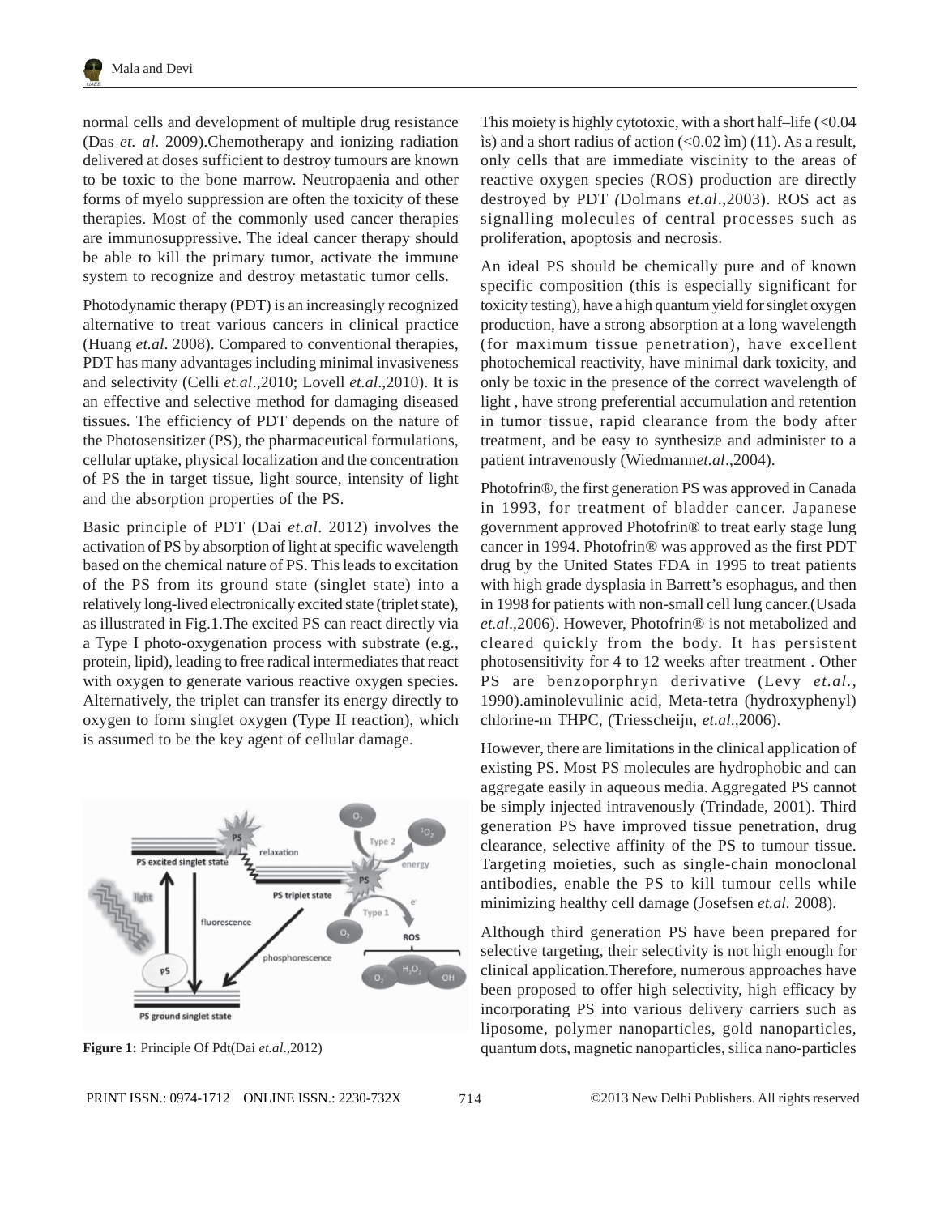normal cells and development of multiple drug resistance (Das *et. al.* 2009).Chemotherapy and ionizing radiation delivered at doses sufficient to destroy tumours are known to be toxic to the bone marrow. Neutropaenia and other forms of myelo suppression are often the toxicity of these therapies. Most of the commonly used cancer therapies are immunosuppressive. The ideal cancer therapy should be able to kill the primary tumor, activate the immune system to recognize and destroy metastatic tumor cells.

Photodynamic therapy (PDT) is an increasingly recognized alternative to treat various cancers in clinical practice (Huang *et.al.* 2008). Compared to conventional therapies, PDT has many advantages including minimal invasiveness and selectivity (Celli *et.al*.,2010; Lovell *et.al*.,2010). It is an effective and selective method for damaging diseased tissues. The efficiency of PDT depends on the nature of the Photosensitizer (PS), the pharmaceutical formulations, cellular uptake, physical localization and the concentration of PS the in target tissue, light source, intensity of light and the absorption properties of the PS.

Basic principle of PDT (Dai *et.al*. 2012) involves the activation of PS by absorption of light at specific wavelength based on the chemical nature of PS. This leads to excitation of the PS from its ground state (singlet state) into a relatively long-lived electronically excited state (triplet state), as illustrated in Fig.1.The excited PS can react directly via a Type I photo-oxygenation process with substrate (e.g., protein, lipid), leading to free radical intermediates that react with oxygen to generate various reactive oxygen species. Alternatively, the triplet can transfer its energy directly to oxygen to form singlet oxygen (Type II reaction), which is assumed to be the key agent of cellular damage.

**Figure 1:** Principle Of Pdt(Dai *et.al*.,2012)

This moiety is highly cytotoxic, with a short half–life (<0.04 ìs) and a short radius of action (<0.02 ìm) (11). As a result, only cells that are immediate viscinity to the areas of reactive oxygen species (ROS) production are directly destroyed by PDT *(*Dolmans *et.al*.,2003). ROS act as signalling molecules of central processes such as proliferation, apoptosis and necrosis.

An ideal PS should be chemically pure and of known specific composition (this is especially significant for toxicity testing), have a high quantum yield for singlet oxygen production, have a strong absorption at a long wavelength (for maximum tissue penetration), have excellent photochemical reactivity, have minimal dark toxicity, and only be toxic in the presence of the correct wavelength of light , have strong preferential accumulation and retention in tumor tissue, rapid clearance from the body after treatment, and be easy to synthesize and administer to a patient intravenously (Wiedmann*et.al*.,2004).

Photofrin®, the first generation PS was approved in Canada in 1993, for treatment of bladder cancer. Japanese government approved Photofrin® to treat early stage lung cancer in 1994. Photofrin® was approved as the first PDT drug by the United States FDA in 1995 to treat patients with high grade dysplasia in Barrett's esophagus, and then in 1998 for patients with non-small cell lung cancer.(Usada *et.al*.,2006). However, Photofrin® is not metabolized and cleared quickly from the body. It has persistent photosensitivity for 4 to 12 weeks after treatment . Other PS are benzoporphryn derivative (Levy *et.al.*, 1990).aminolevulinic acid, Meta-tetra (hydroxyphenyl) chlorine-m THPC, (Triesscheijn, *et.al*.,2006).

However, there are limitations in the clinical application of existing PS. Most PS molecules are hydrophobic and can aggregate easily in aqueous media. Aggregated PS cannot be simply injected intravenously (Trindade, 2001). Third generation PS have improved tissue penetration, drug clearance, selective affinity of the PS to tumour tissue. Targeting moieties, such as single-chain monoclonal antibodies, enable the PS to kill tumour cells while minimizing healthy cell damage (Josefsen *et.al.* 2008).

Although third generation PS have been prepared for selective targeting, their selectivity is not high enough for clinical application.Therefore, numerous approaches have been proposed to offer high selectivity, high efficacy by incorporating PS into various delivery carriers such as liposome, polymer nanoparticles, gold nanoparticles, quantum dots, magnetic nanoparticles, silica nano-particles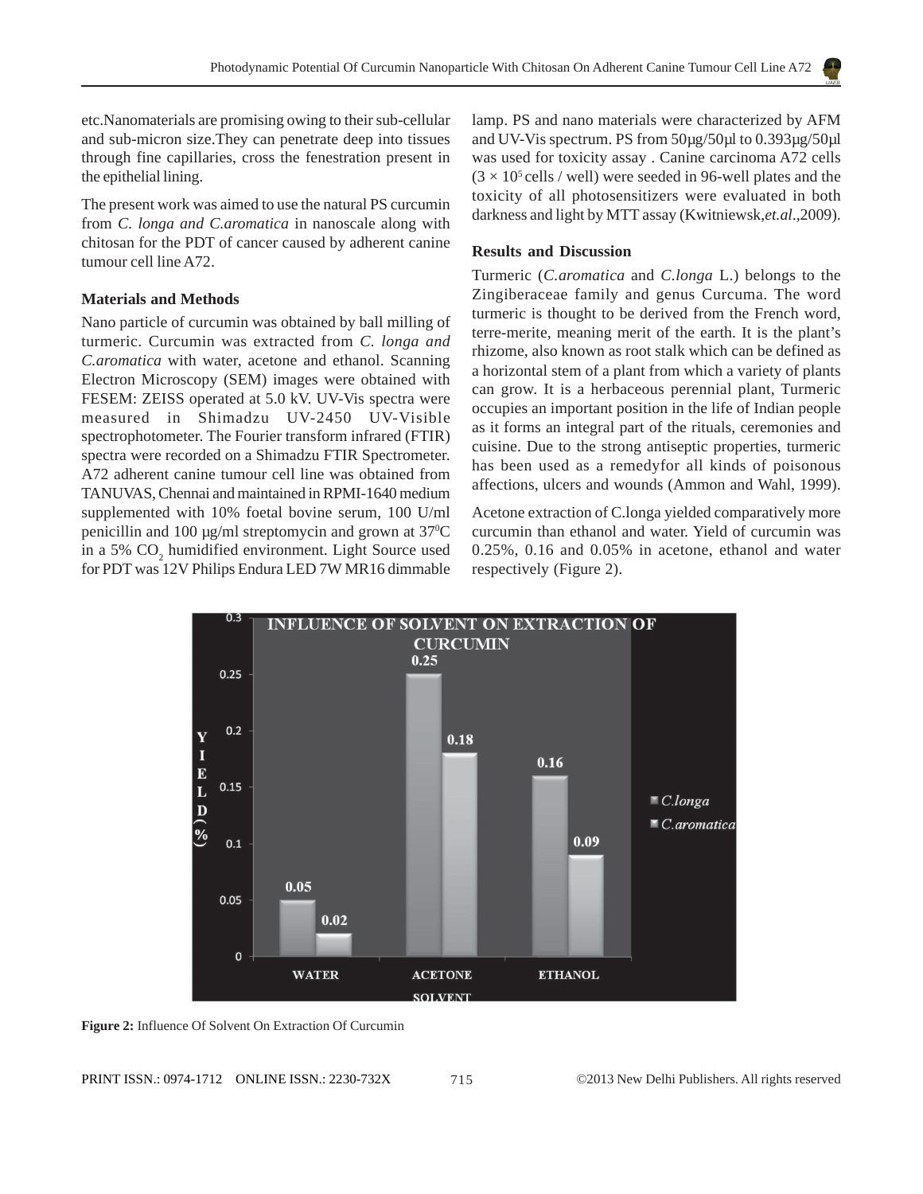etc.Nanomaterials are promising owing to their sub-cellular and sub-micron size.They can penetrate deep into tissues through fine capillaries, cross the fenestration present in the epithelial lining.

The present work was aimed to use the natural PS curcumin from *C. longa and C.aromatica* in nanoscale along with chitosan for the PDT of cancer caused by adherent canine tumour cell line A72.

### Materials and Methods

Nano particle of curcumin was obtained by ball milling of turmeric. Curcumin was extracted from *C. longa and C.aromatica* with water, acetone and ethanol. Scanning Electron Microscopy (SEM) images were obtained with FESEM: ZEISS operated at 5.0 kV. UV-Vis spectra were measured in Shimadzu UV-2450 UV-Visible spectrophotometer. The Fourier transform infrared (FTIR) spectra were recorded on a Shimadzu FTIR Spectrometer. A72 adherent canine tumour cell line was obtained from TANUVAS, Chennai and maintained in RPMI-1640 medium supplemented with 10% foetal bovine serum, 100 U/ml penicillin and 100 µg/ml streptomycin and grown at $37^0$C in a 5% $CO_2$ humidified environment. Light Source used for PDT was 12V Philips Endura LED 7W MR16 dimmable lamp. PS and nano materials were characterized by AFM and UV-Vis spectrum. PS from 50µg/50µl to 0.393µg/50µl was used for toxicity assay . Canine carcinoma A72 cells ($3 \times 10^5$ cells / well) were seeded in 96-well plates and the toxicity of all photosensitizers were evaluated in both darkness and light by MTT assay (Kwitniewsk,*et.al*.,2009).

### Results and Discussion

Turmeric (*C.aromatica* and *C.longa* L.) belongs to the Zingiberaceae family and genus Curcuma. The word turmeric is thought to be derived from the French word, terre-merite, meaning merit of the earth. It is the plant's rhizome, also known as root stalk which can be defined as a horizontal stem of a plant from which a variety of plants can grow. It is a herbaceous perennial plant, Turmeric occupies an important position in the life of Indian people as it forms an integral part of the rituals, ceremonies and cuisine. Due to the strong antiseptic properties, turmeric has been used as a remedyfor all kinds of poisonous affections, ulcers and wounds (Ammon and Wahl, 1999).

Acetone extraction of C.longa yielded comparatively more curcumin than ethanol and water. Yield of curcumin was 0.25%, 0.16 and 0.05% in acetone, ethanol and water respectively (Figure 2).

**Figure 2:** Influence Of Solvent On Extraction Of Curcumin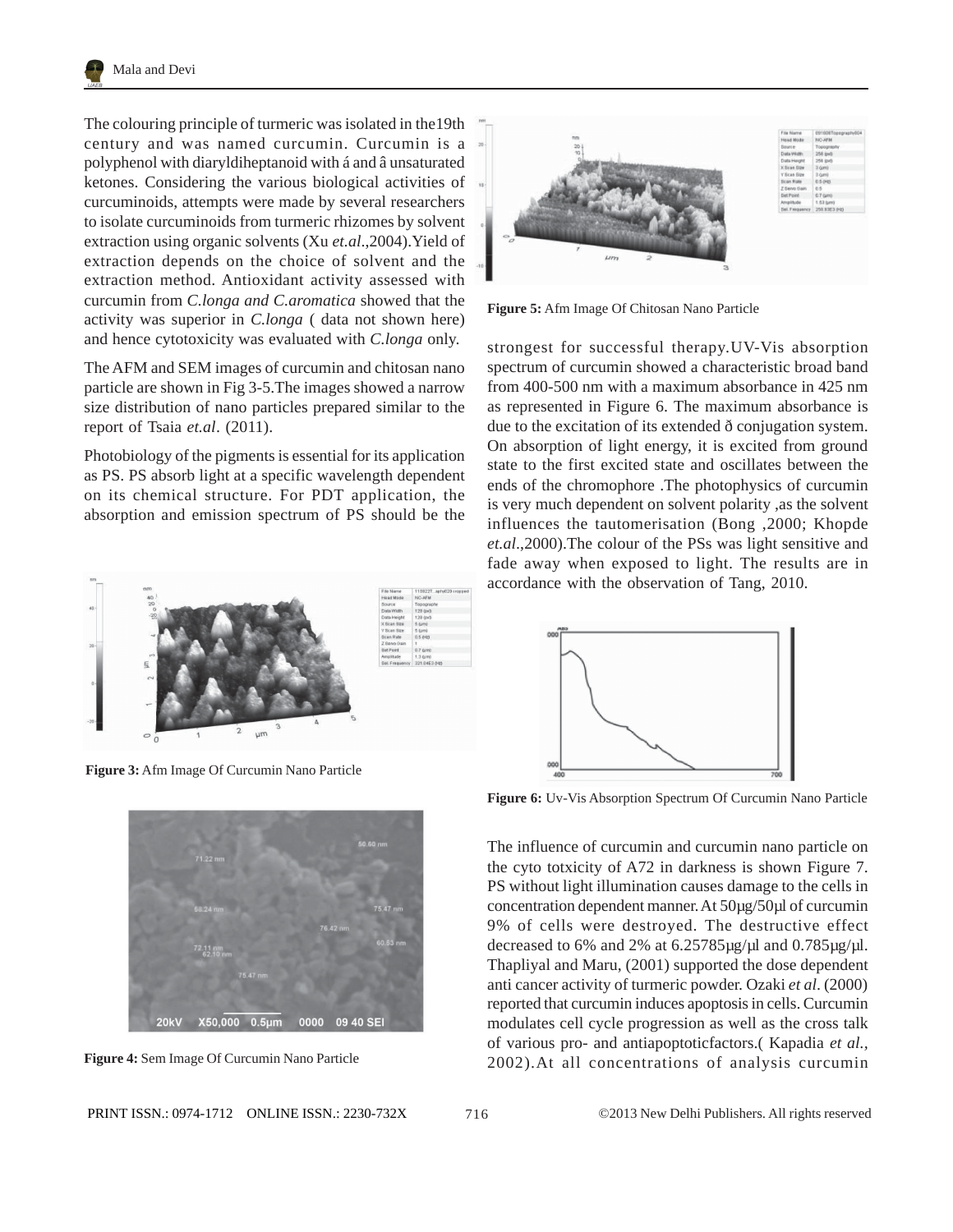The colouring principle of turmeric was isolated in the19th century and was named curcumin. Curcumin is a polyphenol with diaryldiheptanoid with á and â unsaturated ketones. Considering the various biological activities of curcuminoids, attempts were made by several researchers to isolate curcuminoids from turmeric rhizomes by solvent extraction using organic solvents (Xu *et.al*.,2004).Yield of extraction depends on the choice of solvent and the extraction method. Antioxidant activity assessed with curcumin from *C.longa and C.aromatica* showed that the activity was superior in *C.longa* ( data not shown here) and hence cytotoxicity was evaluated with *C.longa* only.

The AFM and SEM images of curcumin and chitosan nano particle are shown in Fig 3-5.The images showed a narrow size distribution of nano particles prepared similar to the report of Tsaia *et.al*. (2011).

Photobiology of the pigments is essential for its application as PS. PS absorb light at a specific wavelength dependent on its chemical structure. For PDT application, the absorption and emission spectrum of PS should be the strongest for successful therapy.UV-Vis absorption spectrum of curcumin showed a characteristic broad band from 400-500 nm with a maximum absorbance in 425 nm as represented in Figure 6. The maximum absorbance is due to the excitation of its extended ð conjugation system. On absorption of light energy, it is excited from ground state to the first excited state and oscillates between the ends of the chromophore .The photophysics of curcumin is very much dependent on solvent polarity ,as the solvent influences the tautomerisation (Bong ,2000; Khopde *et.al*.,2000).The colour of the PSs was light sensitive and fade away when exposed to light. The results are in accordance with the observation of Tang, 2010.

**Figure 3:** Afm Image Of Curcumin Nano Particle

**Figure 4:** Sem Image Of Curcumin Nano Particle

**Figure 5:** Afm Image Of Chitosan Nano Particle

**Figure 6:** Uv-Vis Absorption Spectrum Of Curcumin Nano Particle

The influence of curcumin and curcumin nano particle on the cyto totxicity of A72 in darkness is shown Figure 7. PS without light illumination causes damage to the cells in concentration dependent manner. At 50μg/50μl of curcumin 9% of cells were destroyed. The destructive effect decreased to 6% and 2% at 6.25785μg/μl and 0.785μg/μl. Thapliyal and Maru, (2001) supported the dose dependent anti cancer activity of turmeric powder. Ozaki *et al*. (2000) reported that curcumin induces apoptosis in cells. Curcumin modulates cell cycle progression as well as the cross talk of various pro- and antiapoptoticfactors.( Kapadia *et al.,* 2002).At all concentrations of analysis curcumin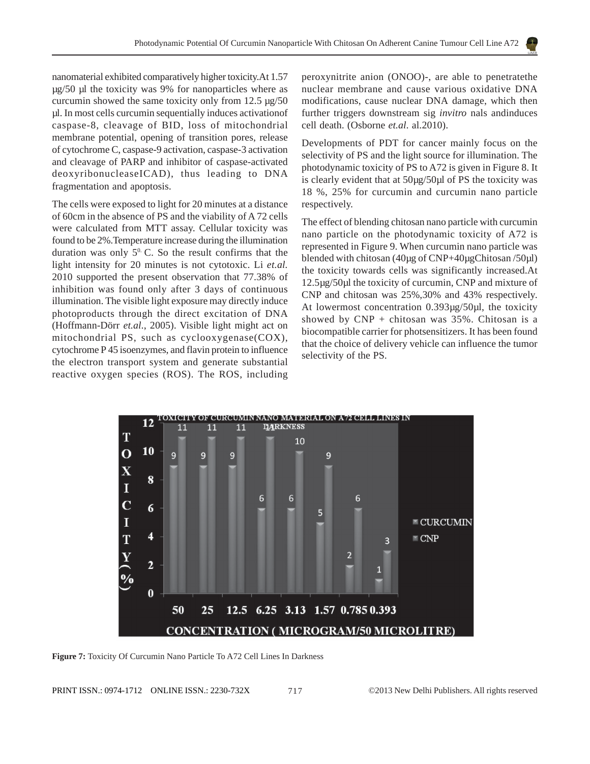nanomaterial exhibited comparatively higher toxicity.At 1.57 µg/50 µl the toxicity was 9% for nanoparticles where as curcumin showed the same toxicity only from 12.5 µg/50 µl. In most cells curcumin sequentially induces activationof caspase-8, cleavage of BID, loss of mitochondrial membrane potential, opening of transition pores, release of cytochrome C, caspase-9 activation, caspase-3 activation and cleavage of PARP and inhibitor of caspase-activated deoxyribonucleaseICAD), thus leading to DNA fragmentation and apoptosis.

The cells were exposed to light for 20 minutes at a distance of 60cm in the absence of PS and the viability of A 72 cells were calculated from MTT assay. Cellular toxicity was found to be 2%.Temperature increase during the illumination duration was only $5^{0}$ C. So the result confirms that the light intensity for 20 minutes is not cytotoxic. Li *et.al.* 2010 supported the present observation that 77.38% of inhibition was found only after 3 days of continuous illumination. The visible light exposure may directly induce photoproducts through the direct excitation of DNA (Hoffmann-Dörr *et.al.*, 2005). Visible light might act on mitochondrial PS, such as cyclooxygenase(COX), cytochrome P 45 isoenzymes, and flavin protein to influence the electron transport system and generate substantial reactive oxygen species (ROS). The ROS, including peroxynitrite anion (ONOO)-, are able to penetratethe nuclear membrane and cause various oxidative DNA modifications, cause nuclear DNA damage, which then further triggers downstream sig *invitro* nals andinduces cell death. (Osborne *et.al.* al.2010).

Developments of PDT for cancer mainly focus on the selectivity of PS and the light source for illumination. The photodynamic toxicity of PS to A72 is given in Figure 8. It is clearly evident that at 50µg/50µl of PS the toxicity was 18 %, 25% for curcumin and curcumin nano particle respectively.

The effect of blending chitosan nano particle with curcumin nano particle on the photodynamic toxicity of A72 is represented in Figure 9. When curcumin nano particle was blended with chitosan (40µg of CNP+40µgChitosan /50µl) the toxicity towards cells was significantly increased.At 12.5µg/50µl the toxicity of curcumin, CNP and mixture of CNP and chitosan was 25%,30% and 43% respectively. At lowermost concentration 0.393µg/50µl, the toxicity showed by CNP + chitosan was 35%. Chitosan is a biocompatible carrier for photsensitizers. It has been found that the choice of delivery vehicle can influence the tumor selectivity of the PS.

**Figure 7:** Toxicity Of Curcumin Nano Particle To A72 Cell Lines In Darkness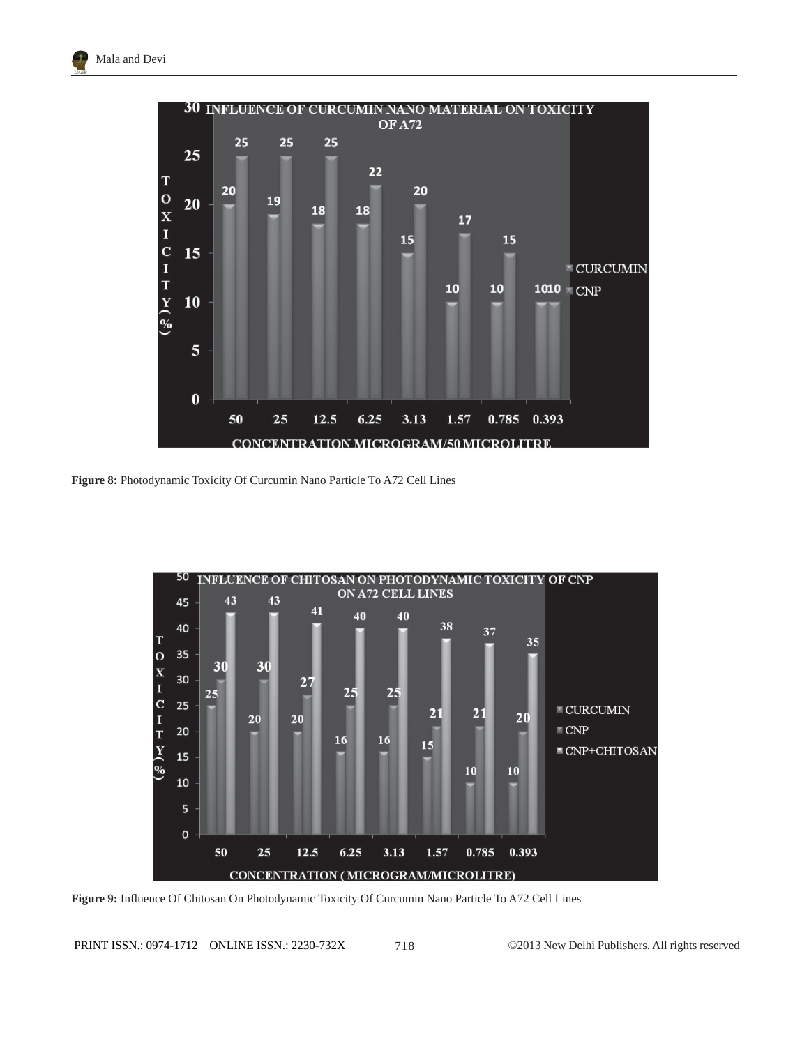Figure 8: Photodynamic Toxicity Of Curcumin Nano Particle To A72 Cell Lines

Figure 9: Influence Of Chitosan On Photodynamic Toxicity Of Curcumin Nano Particle To A72 Cell Lines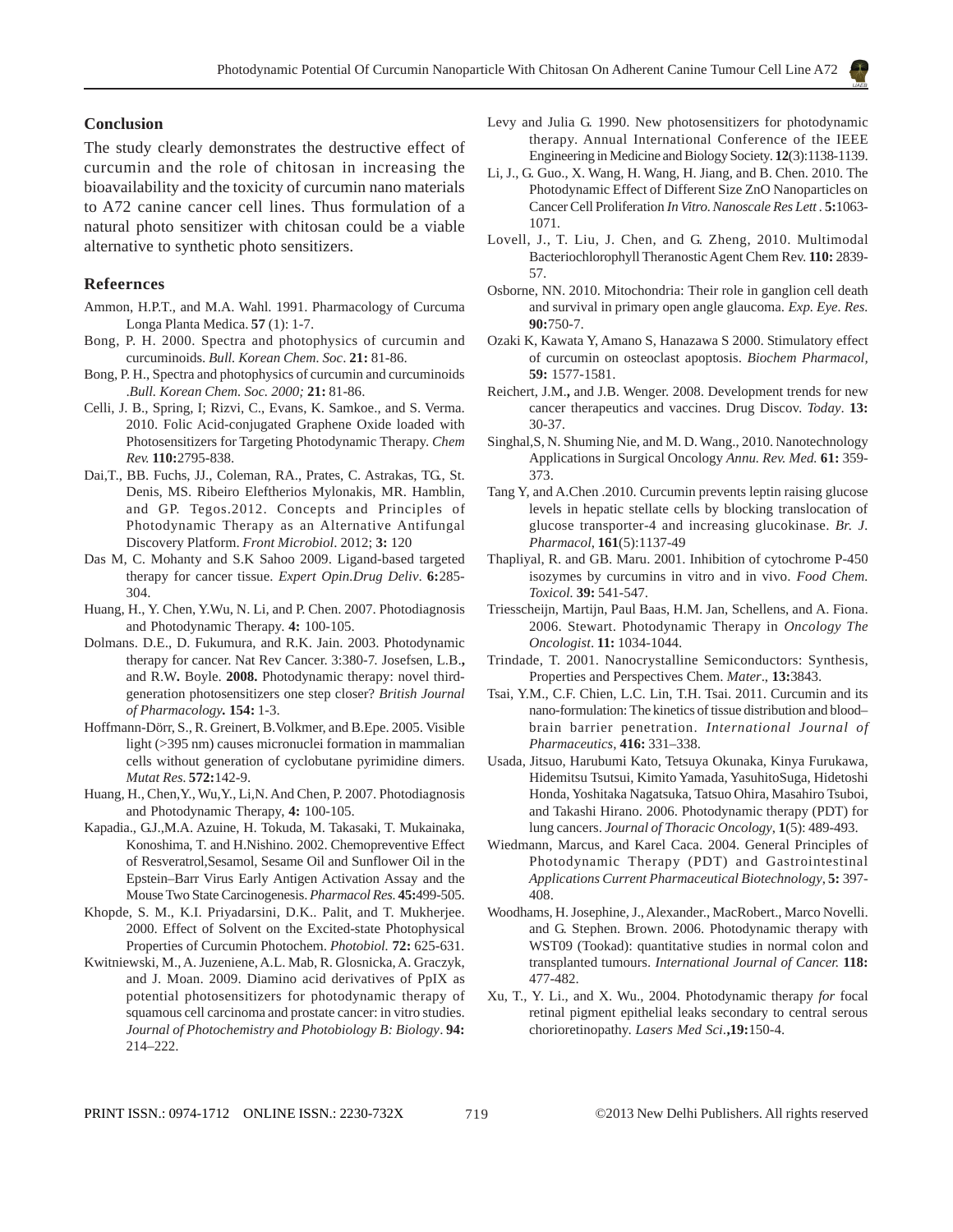## Conclusion

The study clearly demonstrates the destructive effect of curcumin and the role of chitosan in increasing the bioavailability and the toxicity of curcumin nano materials to A72 canine cancer cell lines. Thus formulation of a natural photo sensitizer with chitosan could be a viable alternative to synthetic photo sensitizers.

## Refeernces

Ammon, H.P.T., and M.A. Wahl. 1991. Pharmacology of Curcuma Longa Planta Medica. **57** (1): 1-7.

Bong, P. H. 2000. Spectra and photophysics of curcumin and curcuminoids. *Bull. Korean Chem. Soc*. **21:** 81-86.

Bong, P. H., Spectra and photophysics of curcumin and curcuminoids *.Bull. Korean Chem. Soc. 2000;* **21:** 81-86.

Celli, J. B., Spring, I; Rizvi, C., Evans, K. Samkoe., and S. Verma. 2010. Folic Acid-conjugated Graphene Oxide loaded with Photosensitizers for Targeting Photodynamic Therapy. *Chem Rev.* **110:**2795-838.

Dai,T., BB. Fuchs, JJ., Coleman, RA., Prates, C. Astrakas, TG., St. Denis, MS. Ribeiro Eleftherios Mylonakis, MR. Hamblin, and GP. Tegos.2012. Concepts and Principles of Photodynamic Therapy as an Alternative Antifungal Discovery Platform. *Front Microbiol*. 2012; **3:** 120

Das M, C. Mohanty and S.K Sahoo 2009. Ligand-based targeted therapy for cancer tissue. *Expert Opin.Drug Deliv*. **6:**285-304.

Huang, H., Y. Chen, Y.Wu, N. Li, and P. Chen. 2007. Photodiagnosis and Photodynamic Therapy. **4:** 100-105.

Dolmans. D.E., D. Fukumura, and R.K. Jain. 2003. Photodynamic therapy for cancer. Nat Rev Cancer. 3:380-7. Josefsen, L.B**.,** and R.W**.** Boyle. **2008.** Photodynamic therapy: novel third-generation photosensitizers one step closer? *British Journal of Pharmacology***. 154:** 1-3.

Hoffmann-Dörr, S., R. Greinert, B.Volkmer, and B.Epe. 2005. Visible light (>395 nm) causes micronuclei formation in mammalian cells without generation of cyclobutane pyrimidine dimers. *Mutat Res.* **572:**142-9.

Huang, H., Chen,Y., Wu,Y., Li,N. And Chen, P. 2007. Photodiagnosis and Photodynamic Therapy, **4:** 100-105.

Kapadia., G.J.,M.A. Azuine, H. Tokuda, M. Takasaki, T. Mukainaka, Konoshima, T. and H.Nishino. 2002. Chemopreventive Effect of Resveratrol,Sesamol, Sesame Oil and Sunflower Oil in the Epstein–Barr Virus Early Antigen Activation Assay and the Mouse Two State Carcinogenesis. *Pharmacol Res.* **45:**499-505.

Khopde, S. M., K.I. Priyadarsini, D.K.. Palit, and T. Mukherjee. 2000. Effect of Solvent on the Excited-state Photophysical Properties of Curcumin Photochem. *Photobiol.* **72:** 625-631.

Kwitniewski, M., A. Juzeniene, A.L. Mab, R. Glosnicka, A. Graczyk, and J. Moan. 2009. Diamino acid derivatives of PpIX as potential photosensitizers for photodynamic therapy of squamous cell carcinoma and prostate cancer: in vitro studies. *Journal of Photochemistry and Photobiology B: Biology*. **94:** 214–222.

Levy and Julia G. 1990. New photosensitizers for photodynamic therapy. Annual International Conference of the IEEE Engineering in Medicine and Biology Society. **12**(3):1138-1139.

Li, J., G. Guo., X. Wang, H. Wang, H. Jiang, and B. Chen. 2010. The Photodynamic Effect of Different Size ZnO Nanoparticles on Cancer Cell Proliferation *In Vitro*. *Nanoscale Res Lett* . **5:**1063-1071.

Lovell, J., T. Liu, J. Chen, and G. Zheng, 2010. Multimodal Bacteriochlorophyll Theranostic Agent Chem Rev. **110:** 2839-57.

Osborne, NN. 2010. Mitochondria: Their role in ganglion cell death and survival in primary open angle glaucoma. *Exp. Eye. Res.* **90:**750-7.

Ozaki K, Kawata Y, Amano S, Hanazawa S 2000. Stimulatory effect of curcumin on osteoclast apoptosis. *Biochem Pharmacol,* **59:** 1577-1581.

Reichert, J.M.**,** and J.B. Wenger. 2008. Development trends for new cancer therapeutics and vaccines. Drug Discov. *Today*. **13:** 30-37.

Singhal,S, N. Shuming Nie, and M. D. Wang., 2010. Nanotechnology Applications in Surgical Oncology *Annu. Rev. Med.* **61:** 359-373.

Tang Y, and A.Chen .2010. Curcumin prevents leptin raising glucose levels in hepatic stellate cells by blocking translocation of glucose transporter-4 and increasing glucokinase. *Br. J. Pharmacol*, **161**(5):1137-49

Thapliyal, R. and GB. Maru. 2001. Inhibition of cytochrome P-450 isozymes by curcumins in vitro and in vivo. *Food Chem. Toxicol.* **39:** 541-547.

Triesscheijn, Martijn, Paul Baas, H.M. Jan, Schellens, and A. Fiona. 2006. Stewart. Photodynamic Therapy in *Oncology The Oncologist*. **11:** 1034-1044.

Trindade, T. 2001. Nanocrystalline Semiconductors: Synthesis, Properties and Perspectives Chem. *Mater*., **13:**3843.

Tsai, Y.M., C.F. Chien, L.C. Lin, T.H. Tsai. 2011. Curcumin and its nano-formulation: The kinetics of tissue distribution and blood–brain barrier penetration. *International Journal of Pharmaceutics*, **416:** 331–338.

Usada, Jitsuo, Harubumi Kato, Tetsuya Okunaka, Kinya Furukawa, Hidemitsu Tsutsui, Kimito Yamada, YasuhitoSuga, Hidetoshi Honda, Yoshitaka Nagatsuka, Tatsuo Ohira, Masahiro Tsuboi, and Takashi Hirano. 2006. Photodynamic therapy (PDT) for lung cancers. *Journal of Thoracic Oncology*, **1**(5): 489-493.

Wiedmann, Marcus, and Karel Caca. 2004. General Principles of Photodynamic Therapy (PDT) and Gastrointestinal *Applications Current Pharmaceutical Biotechnology,* **5:** 397-408.

Woodhams, H. Josephine, J., Alexander., MacRobert., Marco Novelli. and G. Stephen. Brown. 2006. Photodynamic therapy with WST09 (Tookad): quantitative studies in normal colon and transplanted tumours. *International Journal of Cancer.* **118:** 477-482.

Xu, T., Y. Li., and X. Wu., 2004. Photodynamic therapy *for* focal retinal pigment epithelial leaks secondary to central serous chorioretinopathy. *Lasers Med Sci*.**,19:**150-4.